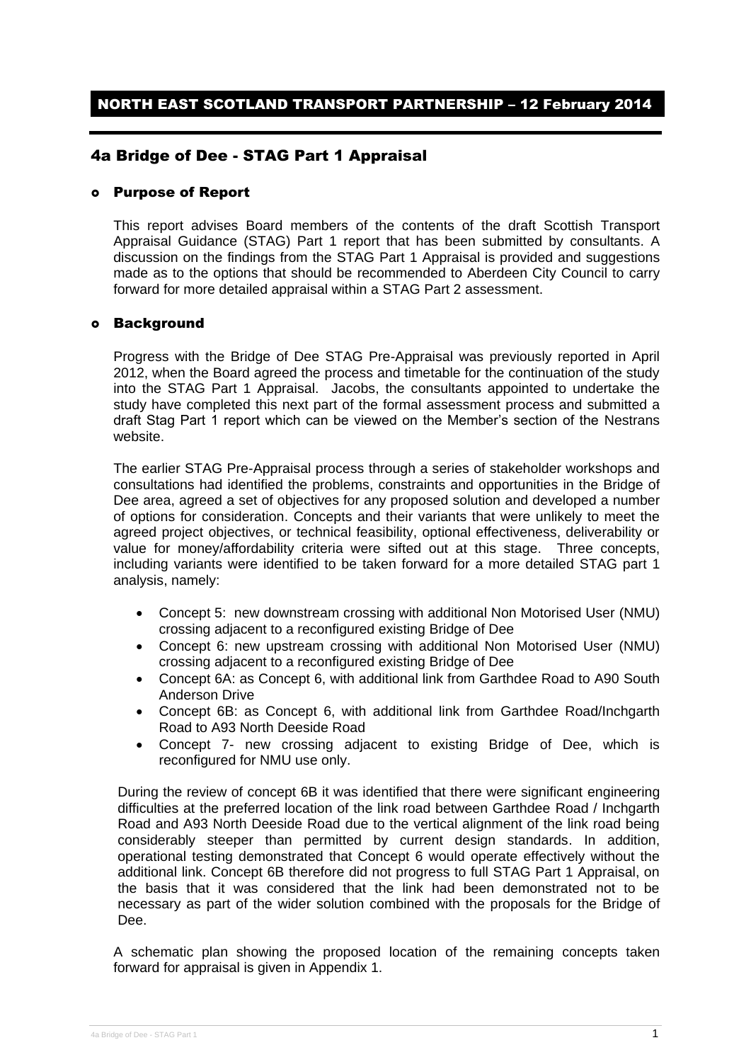# NORTH EAST SCOTLAND TRANSPORT PARTNERSHIP – 12 February 2014

## 4a Bridge of Dee - STAG Part 1 Appraisal

### Purpose of Report

This report advises Board members of the contents of the draft Scottish Transport Appraisal Guidance (STAG) Part 1 report that has been submitted by consultants. A discussion on the findings from the STAG Part 1 Appraisal is provided and suggestions made as to the options that should be recommended to Aberdeen City Council to carry forward for more detailed appraisal within a STAG Part 2 assessment.

### Background

Progress with the Bridge of Dee STAG Pre-Appraisal was previously reported in April 2012, when the Board agreed the process and timetable for the continuation of the study into the STAG Part 1 Appraisal. Jacobs, the consultants appointed to undertake the study have completed this next part of the formal assessment process and submitted a draft Stag Part 1 report which can be viewed on the Member's section of the Nestrans website.

The earlier STAG Pre-Appraisal process through a series of stakeholder workshops and consultations had identified the problems, constraints and opportunities in the Bridge of Dee area, agreed a set of objectives for any proposed solution and developed a number of options for consideration. Concepts and their variants that were unlikely to meet the agreed project objectives, or technical feasibility, optional effectiveness, deliverability or value for money/affordability criteria were sifted out at this stage. Three concepts, including variants were identified to be taken forward for a more detailed STAG part 1 analysis, namely:

- Concept 5: new downstream crossing with additional Non Motorised User (NMU) crossing adjacent to a reconfigured existing Bridge of Dee
- Concept 6: new upstream crossing with additional Non Motorised User (NMU) crossing adjacent to a reconfigured existing Bridge of Dee
- Concept 6A: as Concept 6, with additional link from Garthdee Road to A90 South Anderson Drive
- Concept 6B: as Concept 6, with additional link from Garthdee Road/Inchgarth Road to A93 North Deeside Road
- Concept 7- new crossing adjacent to existing Bridge of Dee, which is reconfigured for NMU use only.

During the review of concept 6B it was identified that there were significant engineering difficulties at the preferred location of the link road between Garthdee Road / Inchgarth Road and A93 North Deeside Road due to the vertical alignment of the link road being considerably steeper than permitted by current design standards. In addition, operational testing demonstrated that Concept 6 would operate effectively without the additional link. Concept 6B therefore did not progress to full STAG Part 1 Appraisal, on the basis that it was considered that the link had been demonstrated not to be necessary as part of the wider solution combined with the proposals for the Bridge of Dee.

A schematic plan showing the proposed location of the remaining concepts taken forward for appraisal is given in Appendix 1.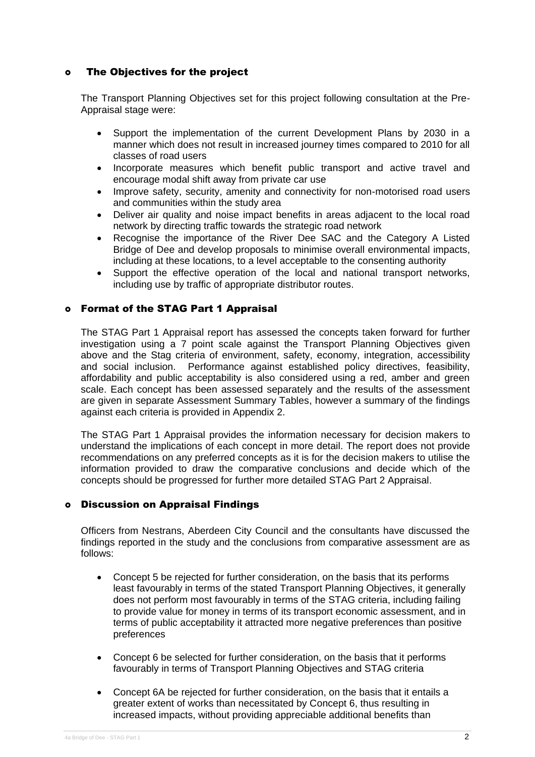- **The Objectives for the project**

  The Transport Planning Objectives set for this project following consultation at the Pre-Appraisal stage were:

  - Support the implementation of the current Development Plans by 2030 in a manner which does not result in increased journey times compared to 2010 for all classes of road users
  - Incorporate measures which benefit public transport and active travel and encourage modal shift away from private car use
  - Improve safety, security, amenity and connectivity for non-motorised road users and communities within the study area
  - Deliver air quality and noise impact benefits in areas adjacent to the local road network by directing traffic towards the strategic road network
  - Recognise the importance of the River Dee SAC and the Category A Listed Bridge of Dee and develop proposals to minimise overall environmental impacts, including at these locations, to a level acceptable to the consenting authority
  - Support the effective operation of the local and national transport networks, including use by traffic of appropriate distributor routes.

- **Format of the STAG Part 1 Appraisal**

  The STAG Part 1 Appraisal report has assessed the concepts taken forward for further investigation using a 7 point scale against the Transport Planning Objectives given above and the Stag criteria of environment, safety, economy, integration, accessibility and social inclusion. Performance against established policy directives, feasibility, affordability and public acceptability is also considered using a red, amber and green scale. Each concept has been assessed separately and the results of the assessment are given in separate Assessment Summary Tables, however a summary of the findings against each criteria is provided in Appendix 2.

  The STAG Part 1 Appraisal provides the information necessary for decision makers to understand the implications of each concept in more detail. The report does not provide recommendations on any preferred concepts as it is for the decision makers to utilise the information provided to draw the comparative conclusions and decide which of the concepts should be progressed for further more detailed STAG Part 2 Appraisal.

- **Discussion on Appraisal Findings**

  Officers from Nestrans, Aberdeen City Council and the consultants have discussed the findings reported in the study and the conclusions from comparative assessment are as follows:

  - Concept 5 be rejected for further consideration, on the basis that its performs least favourably in terms of the stated Transport Planning Objectives, it generally does not perform most favourably in terms of the STAG criteria, including failing to provide value for money in terms of its transport economic assessment, and in terms of public acceptability it attracted more negative preferences than positive preferences

  - Concept 6 be selected for further consideration, on the basis that it performs favourably in terms of Transport Planning Objectives and STAG criteria

  - Concept 6A be rejected for further consideration, on the basis that it entails a greater extent of works than necessitated by Concept 6, thus resulting in increased impacts, without providing appreciable additional benefits than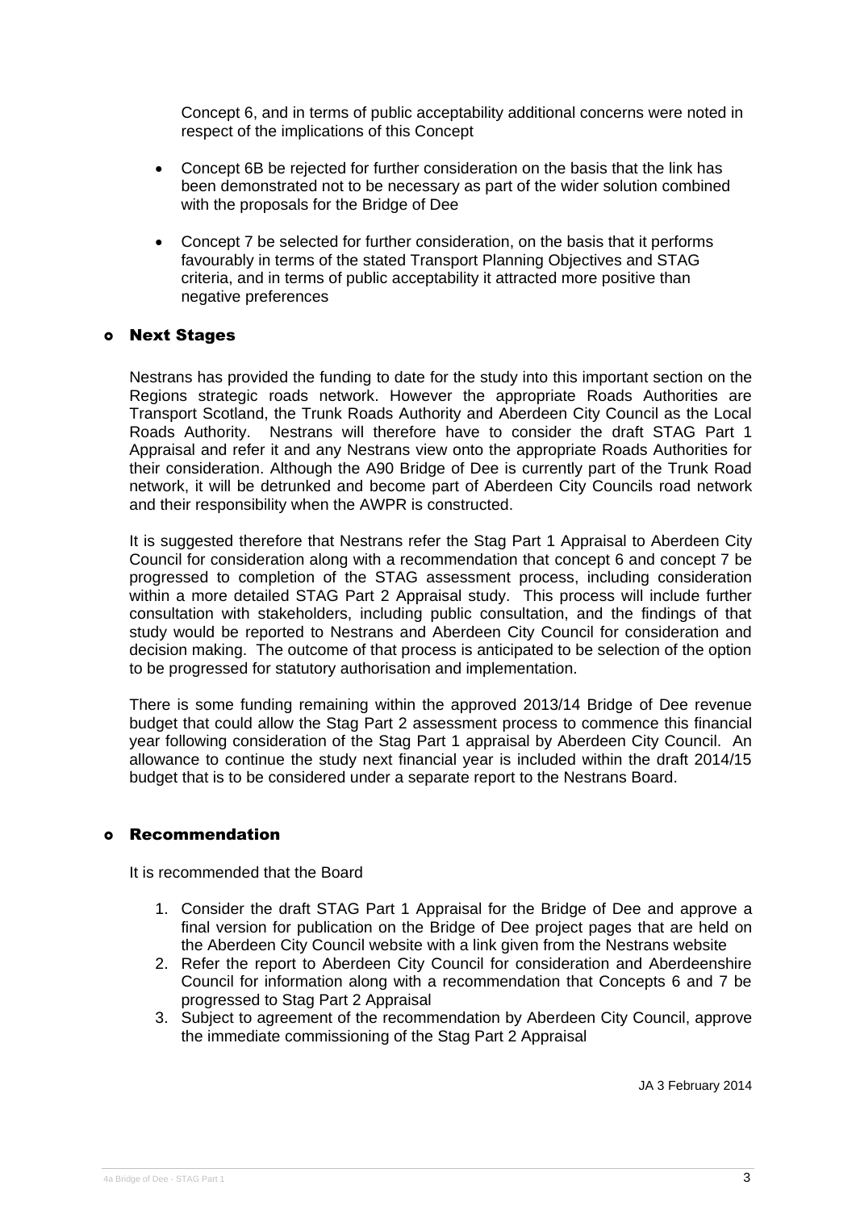Concept 6, and in terms of public acceptability additional concerns were noted in respect of the implications of this Concept

- Concept 6B be rejected for further consideration on the basis that the link has been demonstrated not to be necessary as part of the wider solution combined with the proposals for the Bridge of Dee
- Concept 7 be selected for further consideration, on the basis that it performs favourably in terms of the stated Transport Planning Objectives and STAG criteria, and in terms of public acceptability it attracted more positive than negative preferences

## Next Stages

Nestrans has provided the funding to date for the study into this important section on the Regions strategic roads network. However the appropriate Roads Authorities are Transport Scotland, the Trunk Roads Authority and Aberdeen City Council as the Local Roads Authority. Nestrans will therefore have to consider the draft STAG Part 1 Appraisal and refer it and any Nestrans view onto the appropriate Roads Authorities for their consideration. Although the A90 Bridge of Dee is currently part of the Trunk Road network, it will be detrunked and become part of Aberdeen City Councils road network and their responsibility when the AWPR is constructed.

It is suggested therefore that Nestrans refer the Stag Part 1 Appraisal to Aberdeen City Council for consideration along with a recommendation that concept 6 and concept 7 be progressed to completion of the STAG assessment process, including consideration within a more detailed STAG Part 2 Appraisal study. This process will include further consultation with stakeholders, including public consultation, and the findings of that study would be reported to Nestrans and Aberdeen City Council for consideration and decision making. The outcome of that process is anticipated to be selection of the option to be progressed for statutory authorisation and implementation.

There is some funding remaining within the approved 2013/14 Bridge of Dee revenue budget that could allow the Stag Part 2 assessment process to commence this financial year following consideration of the Stag Part 1 appraisal by Aberdeen City Council. An allowance to continue the study next financial year is included within the draft 2014/15 budget that is to be considered under a separate report to the Nestrans Board.

## Recommendation

It is recommended that the Board

1. Consider the draft STAG Part 1 Appraisal for the Bridge of Dee and approve a final version for publication on the Bridge of Dee project pages that are held on the Aberdeen City Council website with a link given from the Nestrans website
2. Refer the report to Aberdeen City Council for consideration and Aberdeenshire Council for information along with a recommendation that Concepts 6 and 7 be progressed to Stag Part 2 Appraisal
3. Subject to agreement of the recommendation by Aberdeen City Council, approve the immediate commissioning of the Stag Part 2 Appraisal

JA 3 February 2014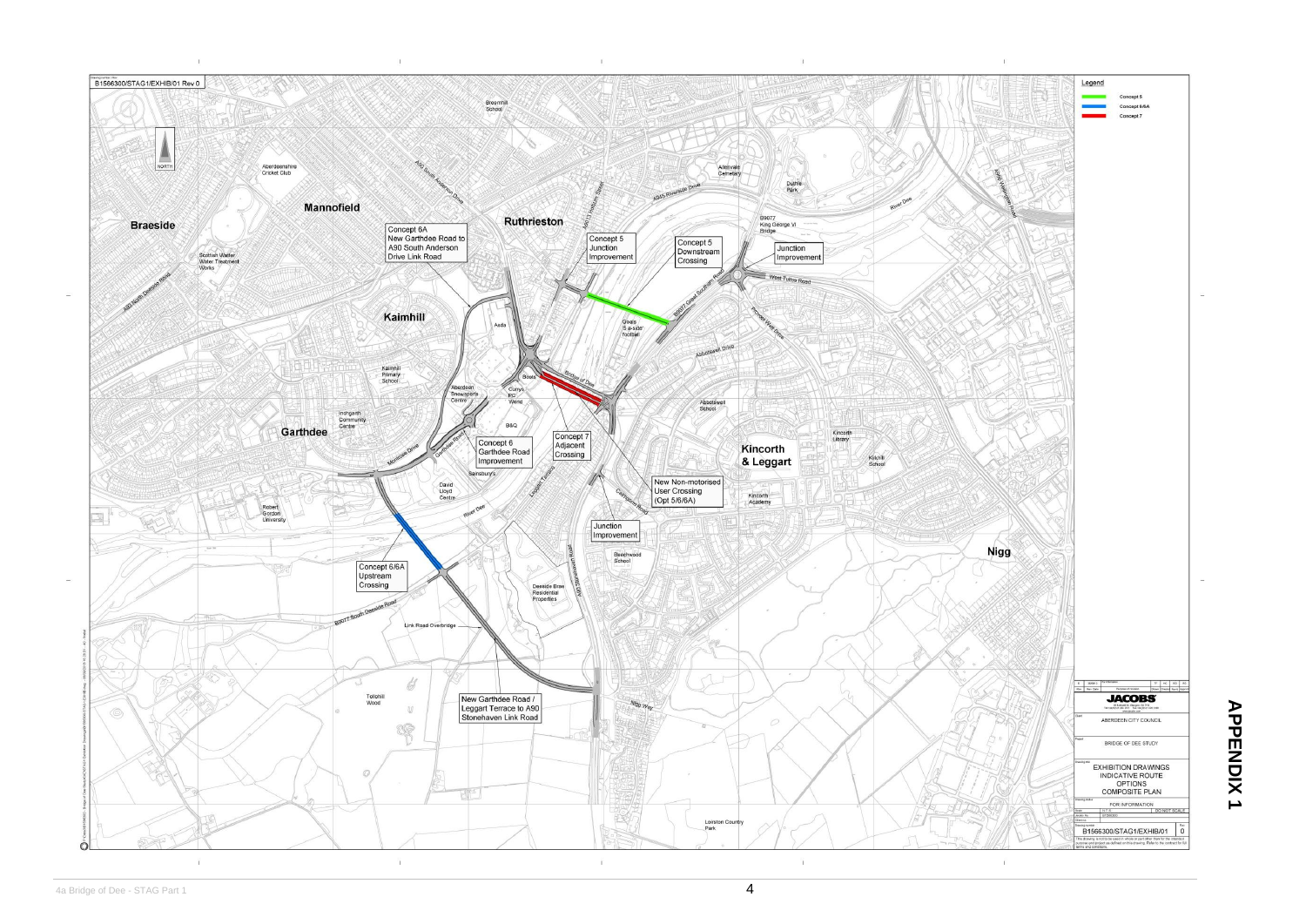B1566300/STAG1/EXHIB/01 Rev 0

**Legend**

- Concept 5
- Concept 6/6A
- Concept 7

Braeside

Mannofield

Ruthrieston

Kaimhill

Garthdee

Kincorth & Leggart

Nigg

Concept 6A New Garthdee Road to A90 South Anderson Drive Link Road

Concept 5 Junction Improvement

Concept 5 Downstream Crossing

Junction Improvement

Concept 6 Garthdee Road Improvement

Concept 7 Adjacent Crossing

New Non-motorised User Crossing (Opt 5/6/6A)

Junction Improvement

Concept 6/6A Upstream Crossing

Link Road Overbridge

New Garthdee Road / Leggart Terrace to A90 Stonehaven Link Road

JACOBS

ABERDEEN CITY COUNCIL

BRIDGE OF DEE STUDY

EXHIBITION DRAWINGS
INDICATIVE ROUTE OPTIONS
COMPOSITE PLAN

FOR INFORMATION

DO NOT SCALE

B1566300/STAG1/EXHIB/01 0

**APPENDIX 1**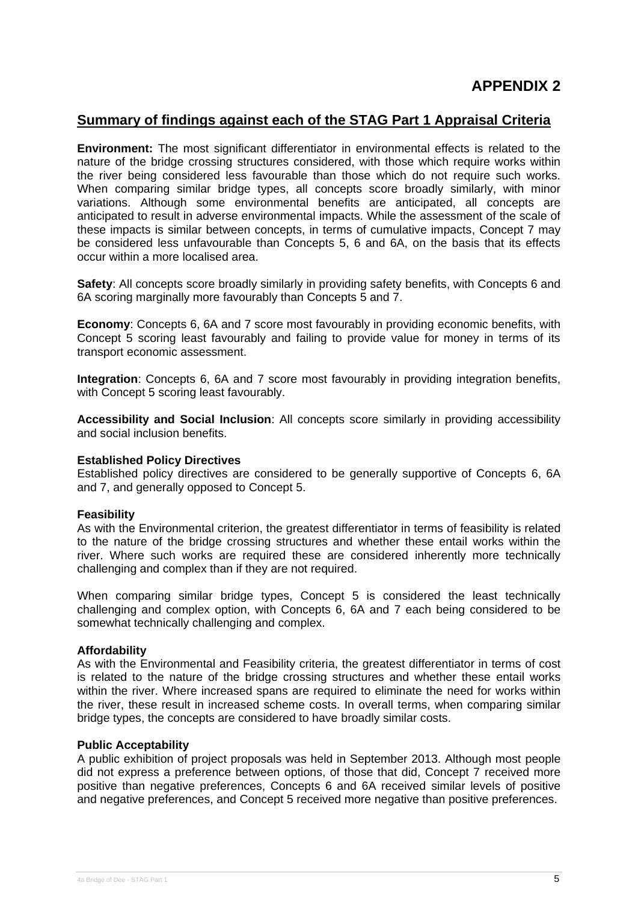# APPENDIX 2

## Summary of findings against each of the STAG Part 1 Appraisal Criteria

**Environment:** The most significant differentiator in environmental effects is related to the nature of the bridge crossing structures considered, with those which require works within the river being considered less favourable than those which do not require such works. When comparing similar bridge types, all concepts score broadly similarly, with minor variations. Although some environmental benefits are anticipated, all concepts are anticipated to result in adverse environmental impacts. While the assessment of the scale of these impacts is similar between concepts, in terms of cumulative impacts, Concept 7 may be considered less unfavourable than Concepts 5, 6 and 6A, on the basis that its effects occur within a more localised area.

**Safety**: All concepts score broadly similarly in providing safety benefits, with Concepts 6 and 6A scoring marginally more favourably than Concepts 5 and 7.

**Economy**: Concepts 6, 6A and 7 score most favourably in providing economic benefits, with Concept 5 scoring least favourably and failing to provide value for money in terms of its transport economic assessment.

**Integration**: Concepts 6, 6A and 7 score most favourably in providing integration benefits, with Concept 5 scoring least favourably.

**Accessibility and Social Inclusion**: All concepts score similarly in providing accessibility and social inclusion benefits.

**Established Policy Directives**

Established policy directives are considered to be generally supportive of Concepts 6, 6A and 7, and generally opposed to Concept 5.

**Feasibility**

As with the Environmental criterion, the greatest differentiator in terms of feasibility is related to the nature of the bridge crossing structures and whether these entail works within the river. Where such works are required these are considered inherently more technically challenging and complex than if they are not required.

When comparing similar bridge types, Concept 5 is considered the least technically challenging and complex option, with Concepts 6, 6A and 7 each being considered to be somewhat technically challenging and complex.

**Affordability**

As with the Environmental and Feasibility criteria, the greatest differentiator in terms of cost is related to the nature of the bridge crossing structures and whether these entail works within the river. Where increased spans are required to eliminate the need for works within the river, these result in increased scheme costs. In overall terms, when comparing similar bridge types, the concepts are considered to have broadly similar costs.

**Public Acceptability**

A public exhibition of project proposals was held in September 2013. Although most people did not express a preference between options, of those that did, Concept 7 received more positive than negative preferences, Concepts 6 and 6A received similar levels of positive and negative preferences, and Concept 5 received more negative than positive preferences.